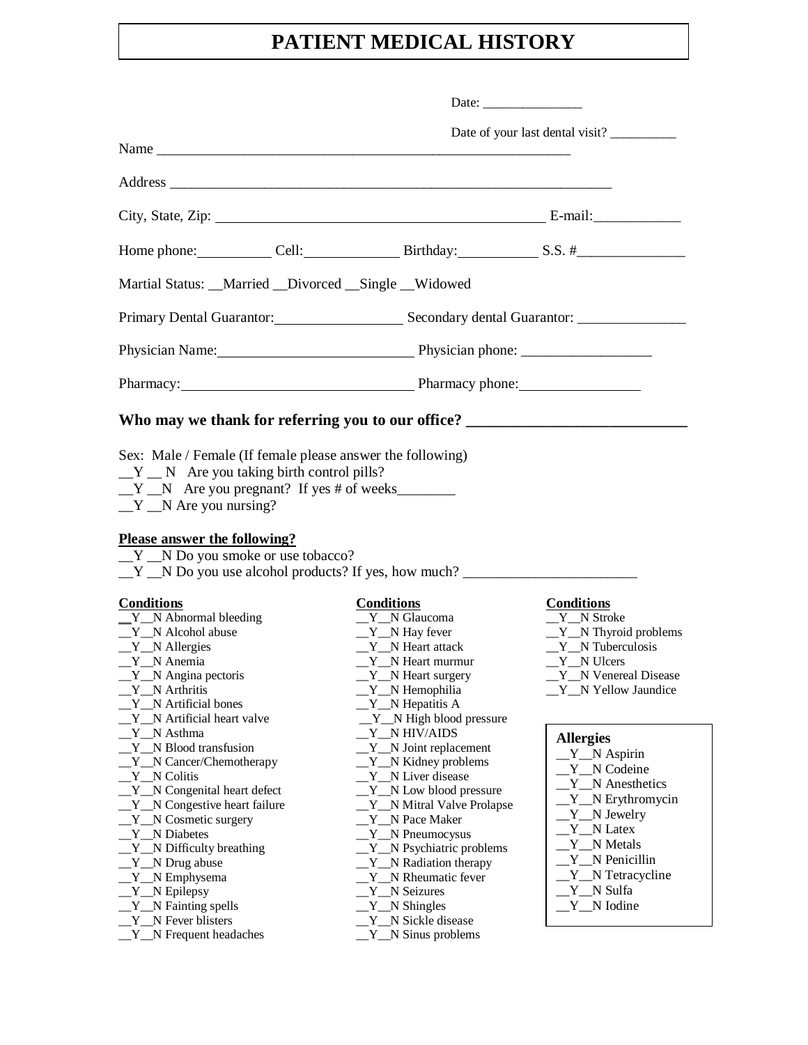# PATIENT MEDICAL HISTORY

Date: _______________

Date of your last dental visit? __________

Name ___________________________________________________________

Address _____________________________________________________________

City, State, Zip: _____________________________________________ E-mail:____________

Home phone:__________ Cell:_____________ Birthday:___________ S.S. #_______________

Martial Status: __Married __Divorced __Single __Widowed

Primary Dental Guarantor:_________________ Secondary dental Guarantor: _______________

Physician Name:__________________________ Physician phone: _________________

Pharmacy:_______________________________ Pharmacy phone:________________

**Who may we thank for referring you to our office? ___________________________**

Sex: Male / Female (If female please answer the following)
__Y __ N Are you taking birth control pills?
__Y __N Are you pregnant? If yes # of weeks________
__Y __N Are you nursing?

**Please answer the following?**
__Y __N Do you smoke or use tobacco?
__Y __N Do you use alcohol products? If yes, how much? _______________________

**Conditions**
__Y__N Abnormal bleeding
__Y__N Alcohol abuse
__Y__N Allergies
__Y__N Anemia
__Y__N Angina pectoris
__Y__N Arthritis
__Y__N Artificial bones
__Y__N Artificial heart valve
__Y__N Asthma
__Y__N Blood transfusion
__Y__N Cancer/Chemotherapy
__Y__N Colitis
__Y__N Congenital heart defect
__Y__N Congestive heart failure
__Y__N Cosmetic surgery
__Y__N Diabetes
__Y__N Difficulty breathing
__Y__N Drug abuse
__Y__N Emphysema
__Y__N Epilepsy
__Y__N Fainting spells
__Y__N Fever blisters
__Y__N Frequent headaches

**Conditions**
__Y__N Glaucoma
__Y__N Hay fever
__Y__N Heart attack
__Y__N Heart murmur
__Y__N Heart surgery
__Y__N Hemophilia
__Y__N Hepatitis A
__Y__N High blood pressure
__Y__N HIV/AIDS
__Y__N Joint replacement
__Y__N Kidney problems
__Y__N Liver disease
__Y__N Low blood pressure
__Y__N Mitral Valve Prolapse
__Y__N Pace Maker
__Y__N Pneumocysus
__Y__N Psychiatric problems
__Y__N Radiation therapy
__Y__N Rheumatic fever
__Y__N Seizures
__Y__N Shingles
__Y__N Sickle disease
__Y__N Sinus problems

**Conditions**
__Y__N Stroke
__Y__N Thyroid problems
__Y__N Tuberculosis
__Y__N Ulcers
__Y__N Venereal Disease
__Y__N Yellow Jaundice

**Allergies**
__Y__N Aspirin
__Y__N Codeine
__Y__N Anesthetics
__Y__N Erythromycin
__Y__N Jewelry
__Y__N Latex
__Y__N Metals
__Y__N Penicillin
__Y__N Tetracycline
__Y__N Sulfa
__Y__N Iodine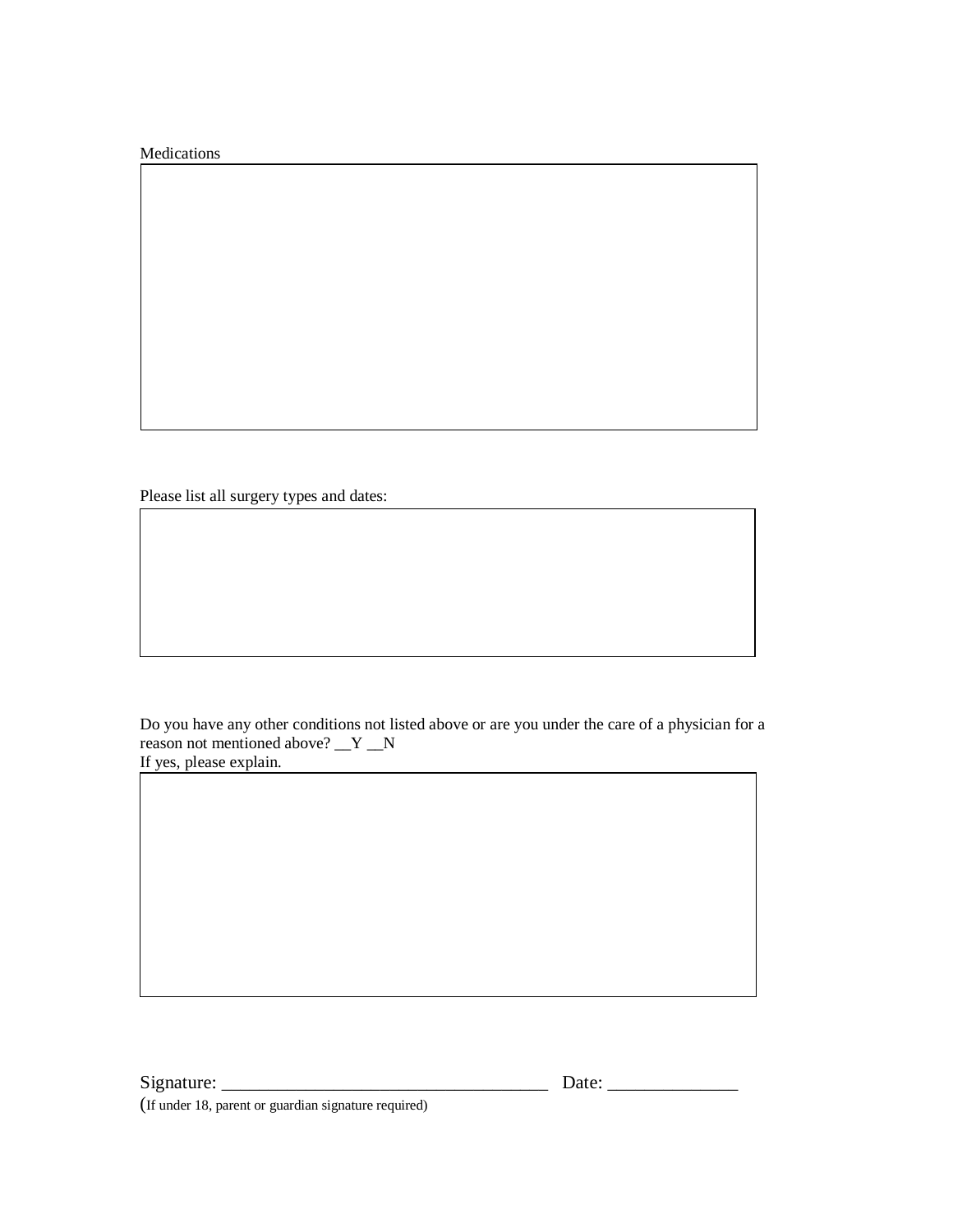Medications

Please list all surgery types and dates:

Do you have any other conditions not listed above or are you under the care of a physician for a reason not mentioned above? __Y __N

If yes, please explain.

Signature: ___________________________________ Date: ______________

(If under 18, parent or guardian signature required)